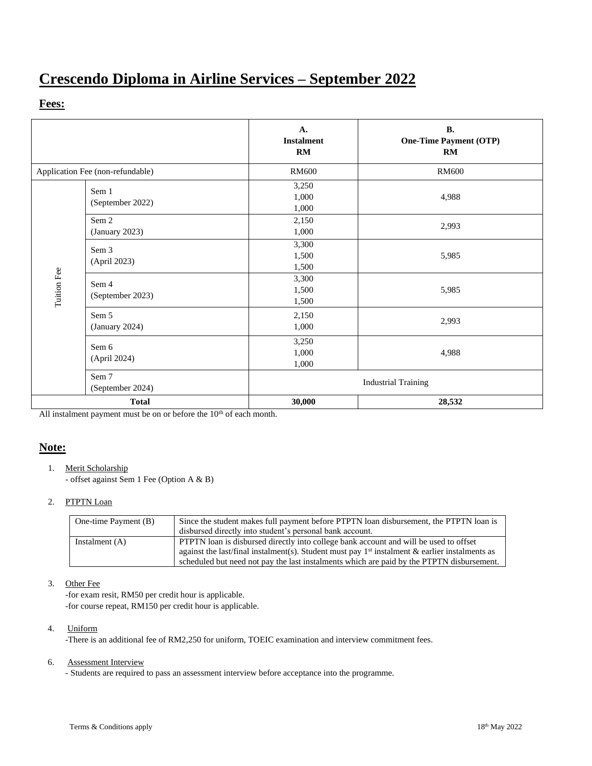# Crescendo Diploma in Airline Services – September 2022

## Fees:

| | | A. Instalment RM | B. One-Time Payment (OTP) RM |
|---|---|---|---|
| Application Fee (non-refundable) | | RM600 | RM600 |
| Tuition Fee | Sem 1 (September 2022) | 3,250<br>1,000<br>1,000 | 4,988 |
| | Sem 2 (January 2023) | 2,150<br>1,000 | 2,993 |
| | Sem 3 (April 2023) | 3,300<br>1,500<br>1,500 | 5,985 |
| | Sem 4 (September 2023) | 3,300<br>1,500<br>1,500 | 5,985 |
| | Sem 5 (January 2024) | 2,150<br>1,000 | 2,993 |
| | Sem 6 (April 2024) | 3,250<br>1,000<br>1,000 | 4,988 |
| | Sem 7 (September 2024) | Industrial Training | |
| **Total** | | **30,000** | **28,532** |

All instalment payment must be on or before the 10th of each month.

## Note:

1. Merit Scholarship
   - offset against Sem 1 Fee (Option A & B)

2. PTPTN Loan

| | |
|---|---|
| One-time Payment (B) | Since the student makes full payment before PTPTN loan disbursement, the PTPTN loan is disbursed directly into student's personal bank account. |
| Instalment (A) | PTPTN loan is disbursed directly into college bank account and will be used to offset against the last/final instalment(s). Student must pay 1st instalment & earlier instalments as scheduled but need not pay the last instalments which are paid by the PTPTN disbursement. |

3. Other Fee
   -for exam resit, RM50 per credit hour is applicable.
   -for course repeat, RM150 per credit hour is applicable.

4. Uniform
   -There is an additional fee of RM2,250 for uniform, TOEIC examination and interview commitment fees.

6. Assessment Interview
   - Students are required to pass an assessment interview before acceptance into the programme.

Terms & Conditions apply

18th May 2022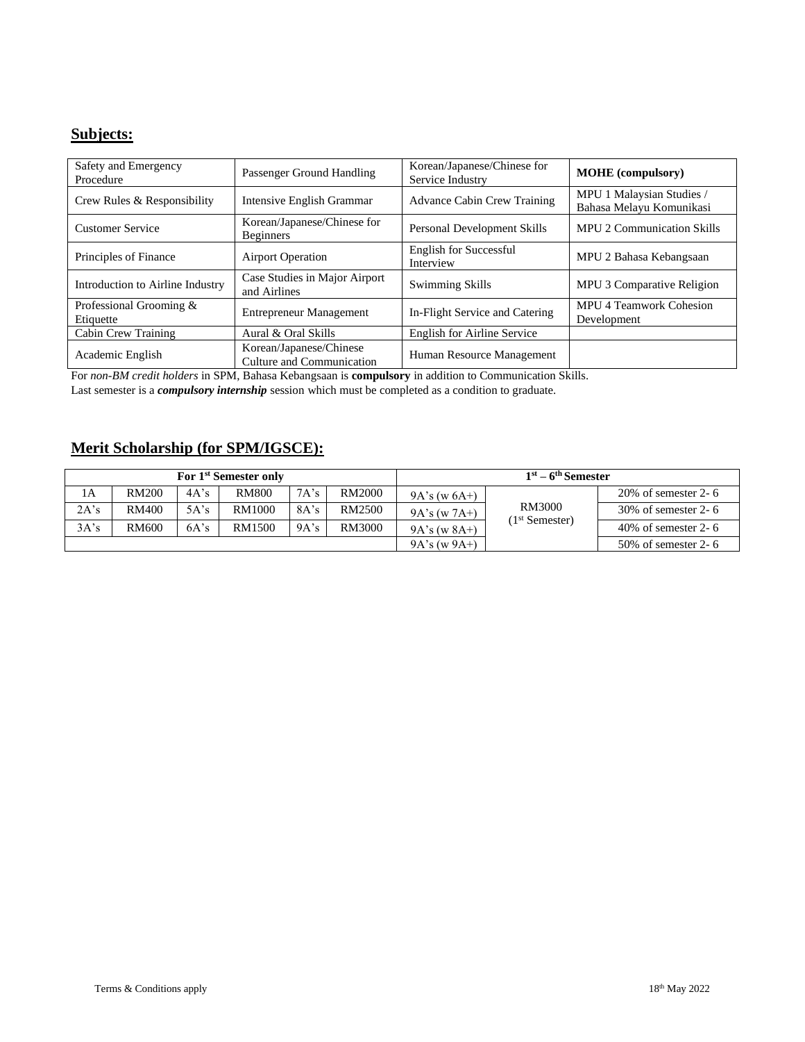## Subjects:

| | | | |
|---|---|---|---|
| Safety and Emergency Procedure | Passenger Ground Handling | Korean/Japanese/Chinese for Service Industry | **MOHE (compulsory)** |
| Crew Rules & Responsibility | Intensive English Grammar | Advance Cabin Crew Training | MPU 1 Malaysian Studies / Bahasa Melayu Komunikasi |
| Customer Service | Korean/Japanese/Chinese for Beginners | Personal Development Skills | MPU 2 Communication Skills |
| Principles of Finance | Airport Operation | English for Successful Interview | MPU 2 Bahasa Kebangsaan |
| Introduction to Airline Industry | Case Studies in Major Airport and Airlines | Swimming Skills | MPU 3 Comparative Religion |
| Professional Grooming & Etiquette | Entrepreneur Management | In-Flight Service and Catering | MPU 4 Teamwork Cohesion Development |
| Cabin Crew Training | Aural & Oral Skills | English for Airline Service | |
| Academic English | Korean/Japanese/Chinese Culture and Communication | Human Resource Management | |

For *non-BM credit holders* in SPM, Bahasa Kebangsaan is **compulsory** in addition to Communication Skills.
Last semester is a ***compulsory internship*** session which must be completed as a condition to graduate.

## Merit Scholarship (for SPM/IGSCE):

| **For 1st Semester only** | | | | | | **1st – 6th Semester** | | |
|---|---|---|---|---|---|---|---|---|
| 1A | RM200 | 4A's | RM800 | 7A's | RM2000 | 9A's (w 6A+) | RM3000 (1st Semester) | 20% of semester 2- 6 |
| 2A's | RM400 | 5A's | RM1000 | 8A's | RM2500 | 9A's (w 7A+) | | 30% of semester 2- 6 |
| 3A's | RM600 | 6A's | RM1500 | 9A's | RM3000 | 9A's (w 8A+) | | 40% of semester 2- 6 |
| | | | | | | 9A's (w 9A+) | | 50% of semester 2- 6 |

Terms & Conditions apply

18th May 2022